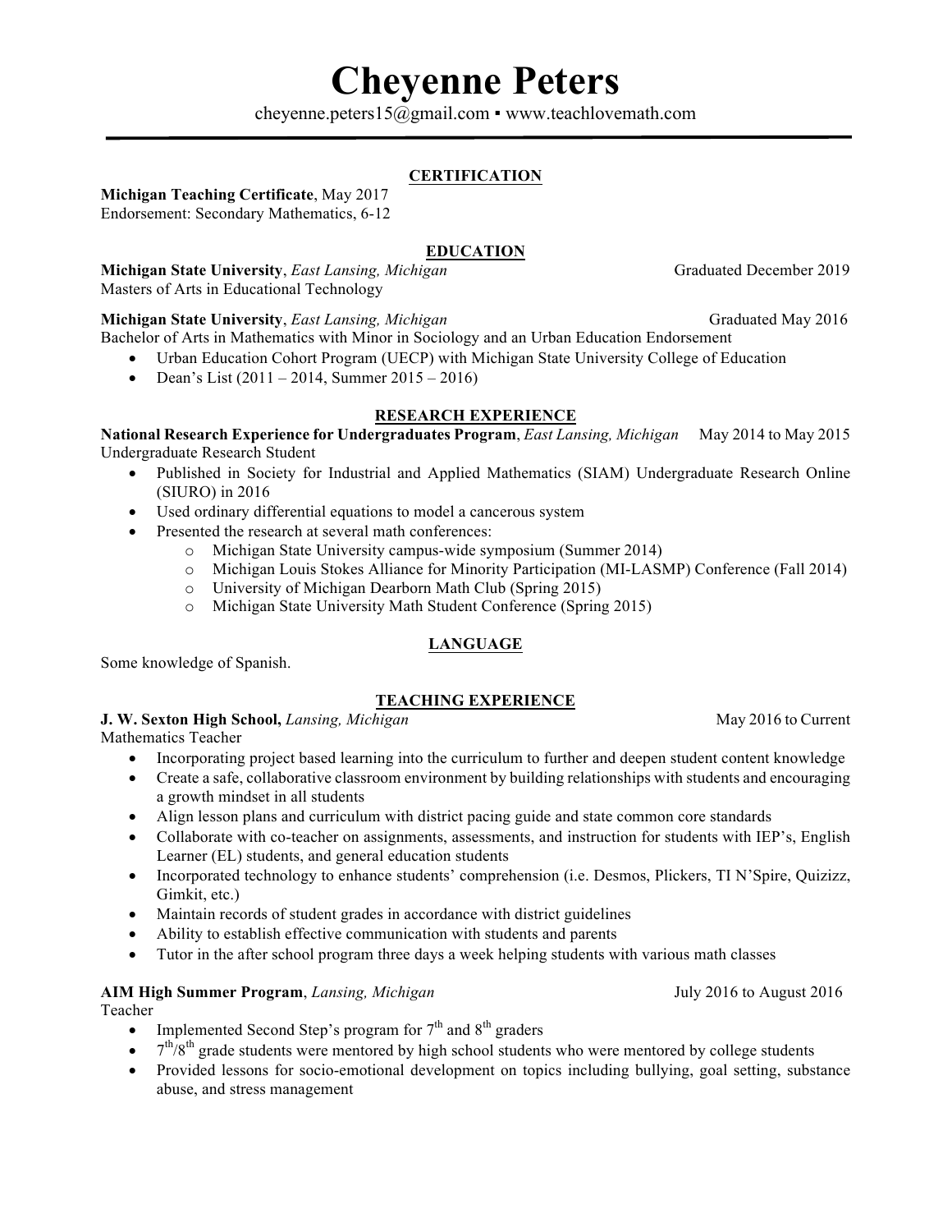# Cheyenne Peters

cheyenne.peters15@gmail.com ▪ www.teachlovemath.com

## CERTIFICATION

**Michigan Teaching Certificate**, May 2017
Endorsement: Secondary Mathematics, 6-12

## EDUCATION

**Michigan State University**, *East Lansing, Michigan* — Graduated December 2019
Masters of Arts in Educational Technology

**Michigan State University**, *East Lansing, Michigan* — Graduated May 2016
Bachelor of Arts in Mathematics with Minor in Sociology and an Urban Education Endorsement

- Urban Education Cohort Program (UECP) with Michigan State University College of Education
- Dean's List (2011 – 2014, Summer 2015 – 2016)

## RESEARCH EXPERIENCE

**National Research Experience for Undergraduates Program**, *East Lansing, Michigan* — May 2014 to May 2015
Undergraduate Research Student

- Published in Society for Industrial and Applied Mathematics (SIAM) Undergraduate Research Online (SIURO) in 2016
- Used ordinary differential equations to model a cancerous system
- Presented the research at several math conferences:
  - Michigan State University campus-wide symposium (Summer 2014)
  - Michigan Louis Stokes Alliance for Minority Participation (MI-LASMP) Conference (Fall 2014)
  - University of Michigan Dearborn Math Club (Spring 2015)
  - Michigan State University Math Student Conference (Spring 2015)

## LANGUAGE

Some knowledge of Spanish.

## TEACHING EXPERIENCE

**J. W. Sexton High School,** *Lansing, Michigan* — May 2016 to Current
Mathematics Teacher

- Incorporating project based learning into the curriculum to further and deepen student content knowledge
- Create a safe, collaborative classroom environment by building relationships with students and encouraging a growth mindset in all students
- Align lesson plans and curriculum with district pacing guide and state common core standards
- Collaborate with co-teacher on assignments, assessments, and instruction for students with IEP's, English Learner (EL) students, and general education students
- Incorporated technology to enhance students' comprehension (i.e. Desmos, Plickers, TI N'Spire, Quizizz, Gimkit, etc.)
- Maintain records of student grades in accordance with district guidelines
- Ability to establish effective communication with students and parents
- Tutor in the after school program three days a week helping students with various math classes

**AIM High Summer Program**, *Lansing, Michigan* — July 2016 to August 2016
Teacher

- Implemented Second Step's program for 7th and 8th graders
- 7th/8th grade students were mentored by high school students who were mentored by college students
- Provided lessons for socio-emotional development on topics including bullying, goal setting, substance abuse, and stress management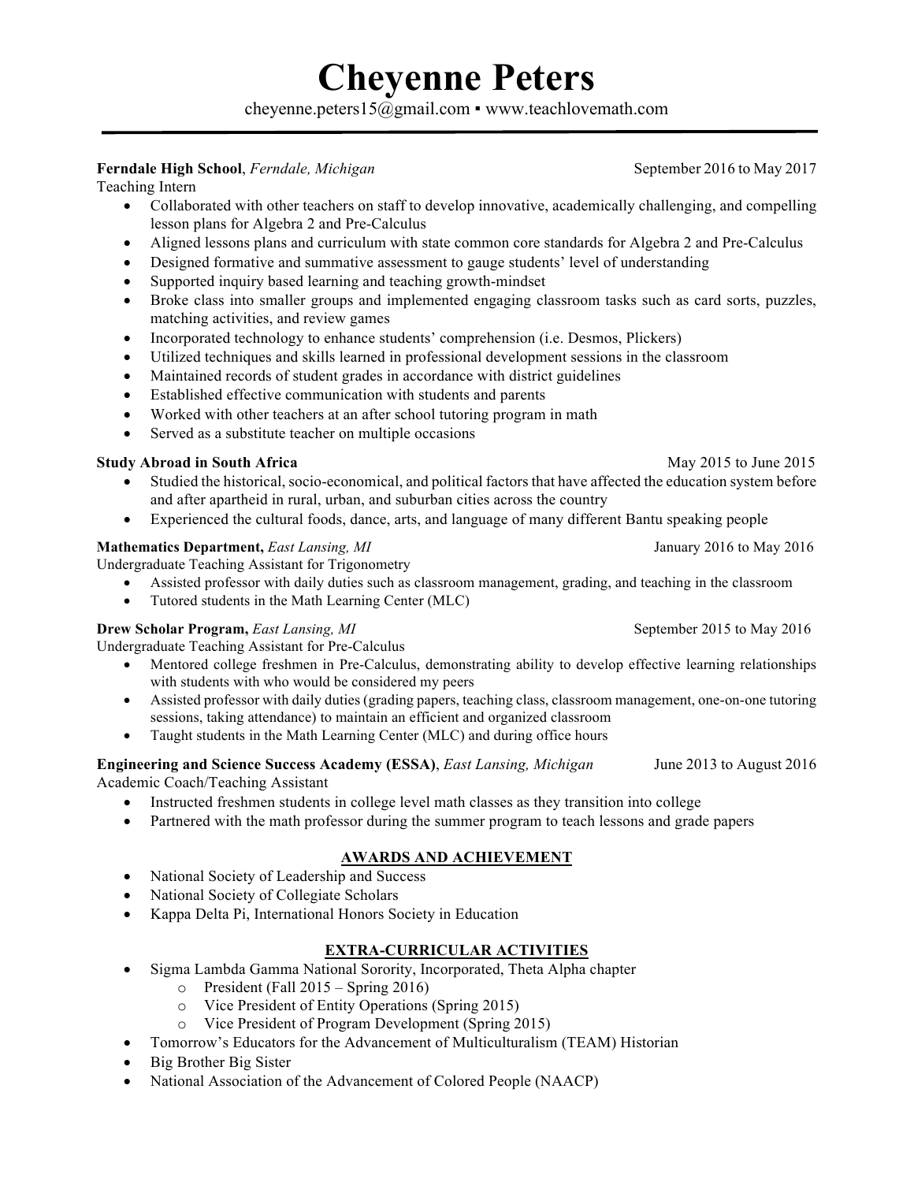# Cheyenne Peters

cheyenne.peters15@gmail.com ▪ www.teachlovemath.com

---

**Ferndale High School**, *Ferndale, Michigan* September 2016 to May 2017

Teaching Intern

- Collaborated with other teachers on staff to develop innovative, academically challenging, and compelling lesson plans for Algebra 2 and Pre-Calculus
- Aligned lessons plans and curriculum with state common core standards for Algebra 2 and Pre-Calculus
- Designed formative and summative assessment to gauge students' level of understanding
- Supported inquiry based learning and teaching growth-mindset
- Broke class into smaller groups and implemented engaging classroom tasks such as card sorts, puzzles, matching activities, and review games
- Incorporated technology to enhance students' comprehension (i.e. Desmos, Plickers)
- Utilized techniques and skills learned in professional development sessions in the classroom
- Maintained records of student grades in accordance with district guidelines
- Established effective communication with students and parents
- Worked with other teachers at an after school tutoring program in math
- Served as a substitute teacher on multiple occasions

**Study Abroad in South Africa** May 2015 to June 2015

- Studied the historical, socio-economical, and political factors that have affected the education system before and after apartheid in rural, urban, and suburban cities across the country
- Experienced the cultural foods, dance, arts, and language of many different Bantu speaking people

**Mathematics Department,** *East Lansing, MI* January 2016 to May 2016

Undergraduate Teaching Assistant for Trigonometry

- Assisted professor with daily duties such as classroom management, grading, and teaching in the classroom
- Tutored students in the Math Learning Center (MLC)

**Drew Scholar Program,** *East Lansing, MI* September 2015 to May 2016

Undergraduate Teaching Assistant for Pre-Calculus

- Mentored college freshmen in Pre-Calculus, demonstrating ability to develop effective learning relationships with students with who would be considered my peers
- Assisted professor with daily duties (grading papers, teaching class, classroom management, one-on-one tutoring sessions, taking attendance) to maintain an efficient and organized classroom
- Taught students in the Math Learning Center (MLC) and during office hours

**Engineering and Science Success Academy (ESSA)**, *East Lansing, Michigan* June 2013 to August 2016

Academic Coach/Teaching Assistant

- Instructed freshmen students in college level math classes as they transition into college
- Partnered with the math professor during the summer program to teach lessons and grade papers

## AWARDS AND ACHIEVEMENT

- National Society of Leadership and Success
- National Society of Collegiate Scholars
- Kappa Delta Pi, International Honors Society in Education

## EXTRA-CURRICULAR ACTIVITIES

- Sigma Lambda Gamma National Sorority, Incorporated, Theta Alpha chapter
  - President (Fall 2015 – Spring 2016)
  - Vice President of Entity Operations (Spring 2015)
  - Vice President of Program Development (Spring 2015)
- Tomorrow's Educators for the Advancement of Multiculturalism (TEAM) Historian
- Big Brother Big Sister
- National Association of the Advancement of Colored People (NAACP)